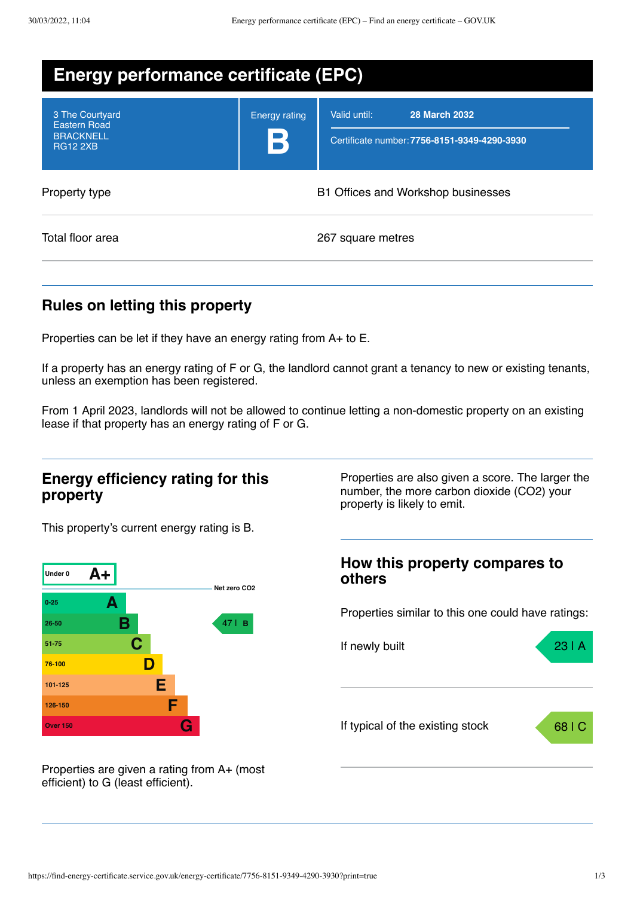# Energy performance certificate (EPC)

| | | |
|---|---|---|
| 3 The Courtyard<br>Eastern Road<br>BRACKNELL<br>RG12 2XB | Energy rating<br>**B** | Valid until: **28 March 2032**<br>Certificate number: **7756-8151-9349-4290-3930** |

| | |
|---|---|
| Property type | B1 Offices and Workshop businesses |
| Total floor area | 267 square metres |

## Rules on letting this property

Properties can be let if they have an energy rating from A+ to E.

If a property has an energy rating of F or G, the landlord cannot grant a tenancy to new or existing tenants, unless an exemption has been registered.

From 1 April 2023, landlords will not be allowed to continue letting a non-domestic property on an existing lease if that property has an energy rating of F or G.

## Energy efficiency rating for this property

This property's current energy rating is B.

| Score | Rating |
|---|---|
| Under 0 | A+ |
| 0-25 | A |
| 26-50 | B |
| 51-75 | C |
| 76-100 | D |
| 101-125 | E |
| 126-150 | F |
| Over 150 | G |

Net zero CO2

This property: 47 | B

Properties are given a rating from A+ (most efficient) to G (least efficient).

Properties are also given a score. The larger the number, the more carbon dioxide (CO2) your property is likely to emit.

## How this property compares to others

Properties similar to this one could have ratings:

| | |
|---|---|
| If newly built | 23 \| A |
| If typical of the existing stock | 68 \| C |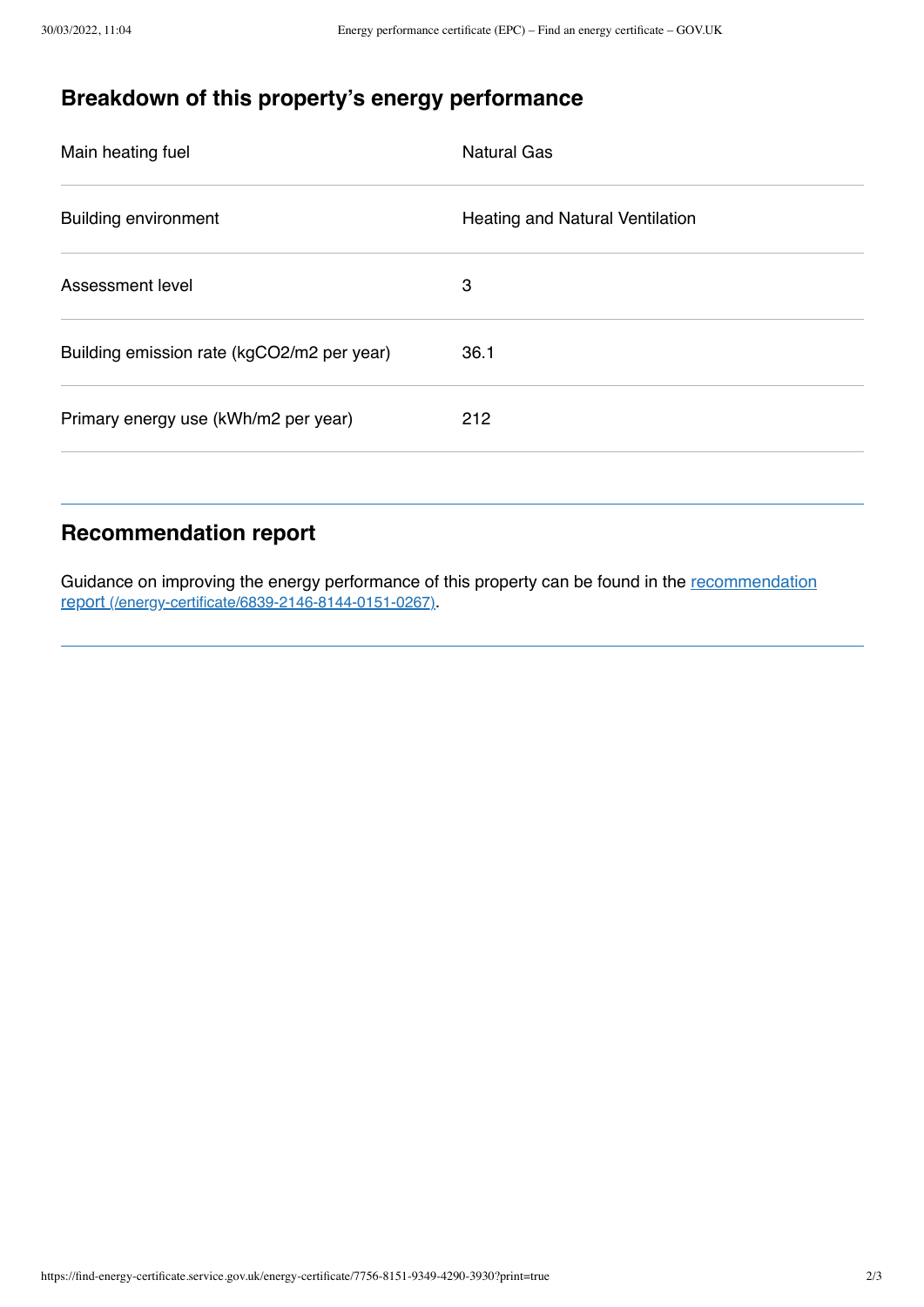## Breakdown of this property's energy performance

| | |
|---|---|
| Main heating fuel | Natural Gas |
| Building environment | Heating and Natural Ventilation |
| Assessment level | 3 |
| Building emission rate (kgCO2/m2 per year) | 36.1 |
| Primary energy use (kWh/m2 per year) | 212 |

## Recommendation report

Guidance on improving the energy performance of this property can be found in the [recommendation report (/energy-certificate/6839-2146-8144-0151-0267)](/energy-certificate/6839-2146-8144-0151-0267).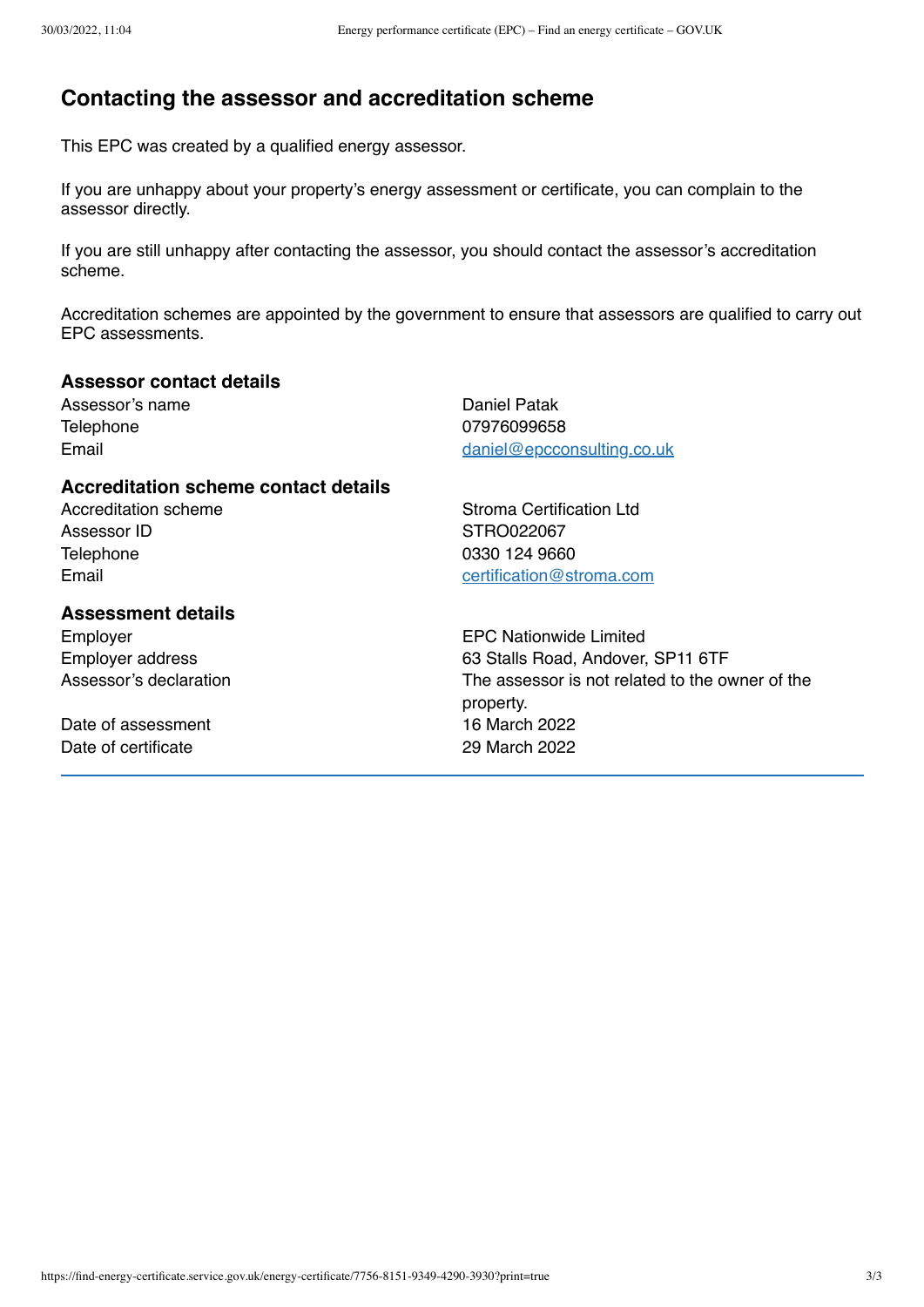## Contacting the assessor and accreditation scheme

This EPC was created by a qualified energy assessor.

If you are unhappy about your property's energy assessment or certificate, you can complain to the assessor directly.

If you are still unhappy after contacting the assessor, you should contact the assessor's accreditation scheme.

Accreditation schemes are appointed by the government to ensure that assessors are qualified to carry out EPC assessments.

### Assessor contact details

| | |
|---|---|
| Assessor's name | Daniel Patak |
| Telephone | 07976099658 |
| Email | daniel@epcconsulting.co.uk |

### Accreditation scheme contact details

| | |
|---|---|
| Accreditation scheme | Stroma Certification Ltd |
| Assessor ID | STRO022067 |
| Telephone | 0330 124 9660 |
| Email | certification@stroma.com |

### Assessment details

| | |
|---|---|
| Employer | EPC Nationwide Limited |
| Employer address | 63 Stalls Road, Andover, SP11 6TF |
| Assessor's declaration | The assessor is not related to the owner of the property. |
| Date of assessment | 16 March 2022 |
| Date of certificate | 29 March 2022 |